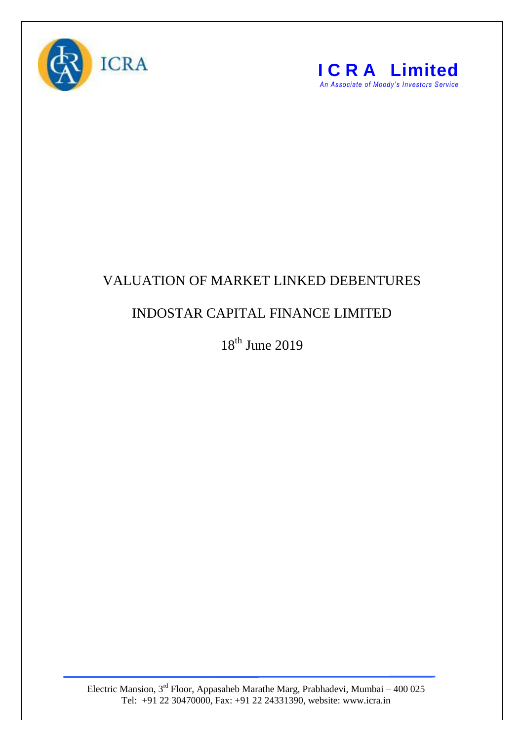ICRA

**I C R A Limited**

*An Associate of Moody's Investors Service*

# VALUATION OF MARKET LINKED DEBENTURES

## INDOSTAR CAPITAL FINANCE LIMITED

18th June 2019

Electric Mansion, 3rd Floor, Appasaheb Marathe Marg, Prabhadevi, Mumbai – 400 025
Tel: +91 22 30470000, Fax: +91 22 24331390, website: www.icra.in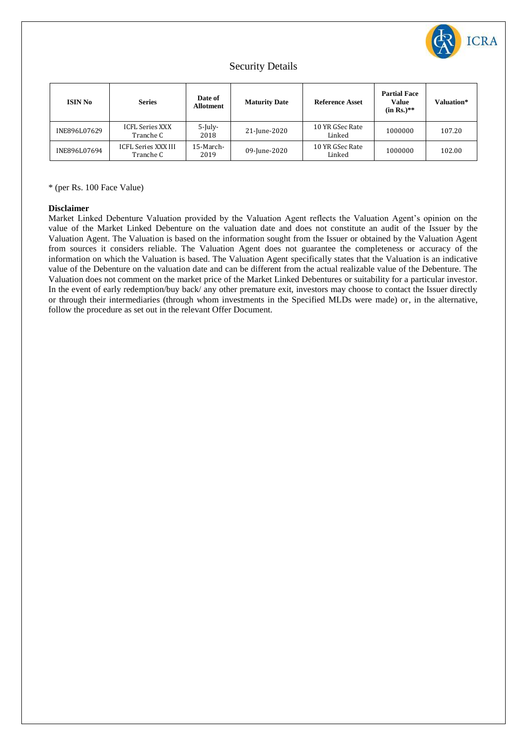## Security Details

| ISIN No | Series | Date of Allotment | Maturity Date | Reference Asset | Partial Face Value (in Rs.)** | Valuation* |
|---|---|---|---|---|---|---|
| INE896L07629 | ICFL Series XXX Tranche C | 5-July-2018 | 21-June-2020 | 10 YR GSec Rate Linked | 1000000 | 107.20 |
| INE896L07694 | ICFL Series XXX III Tranche C | 15-March-2019 | 09-June-2020 | 10 YR GSec Rate Linked | 1000000 | 102.00 |

* (per Rs. 100 Face Value)

**Disclaimer**

Market Linked Debenture Valuation provided by the Valuation Agent reflects the Valuation Agent's opinion on the value of the Market Linked Debenture on the valuation date and does not constitute an audit of the Issuer by the Valuation Agent. The Valuation is based on the information sought from the Issuer or obtained by the Valuation Agent from sources it considers reliable. The Valuation Agent does not guarantee the completeness or accuracy of the information on which the Valuation is based. The Valuation Agent specifically states that the Valuation is an indicative value of the Debenture on the valuation date and can be different from the actual realizable value of the Debenture. The Valuation does not comment on the market price of the Market Linked Debentures or suitability for a particular investor. In the event of early redemption/buy back/ any other premature exit, investors may choose to contact the Issuer directly or through their intermediaries (through whom investments in the Specified MLDs were made) or, in the alternative, follow the procedure as set out in the relevant Offer Document.